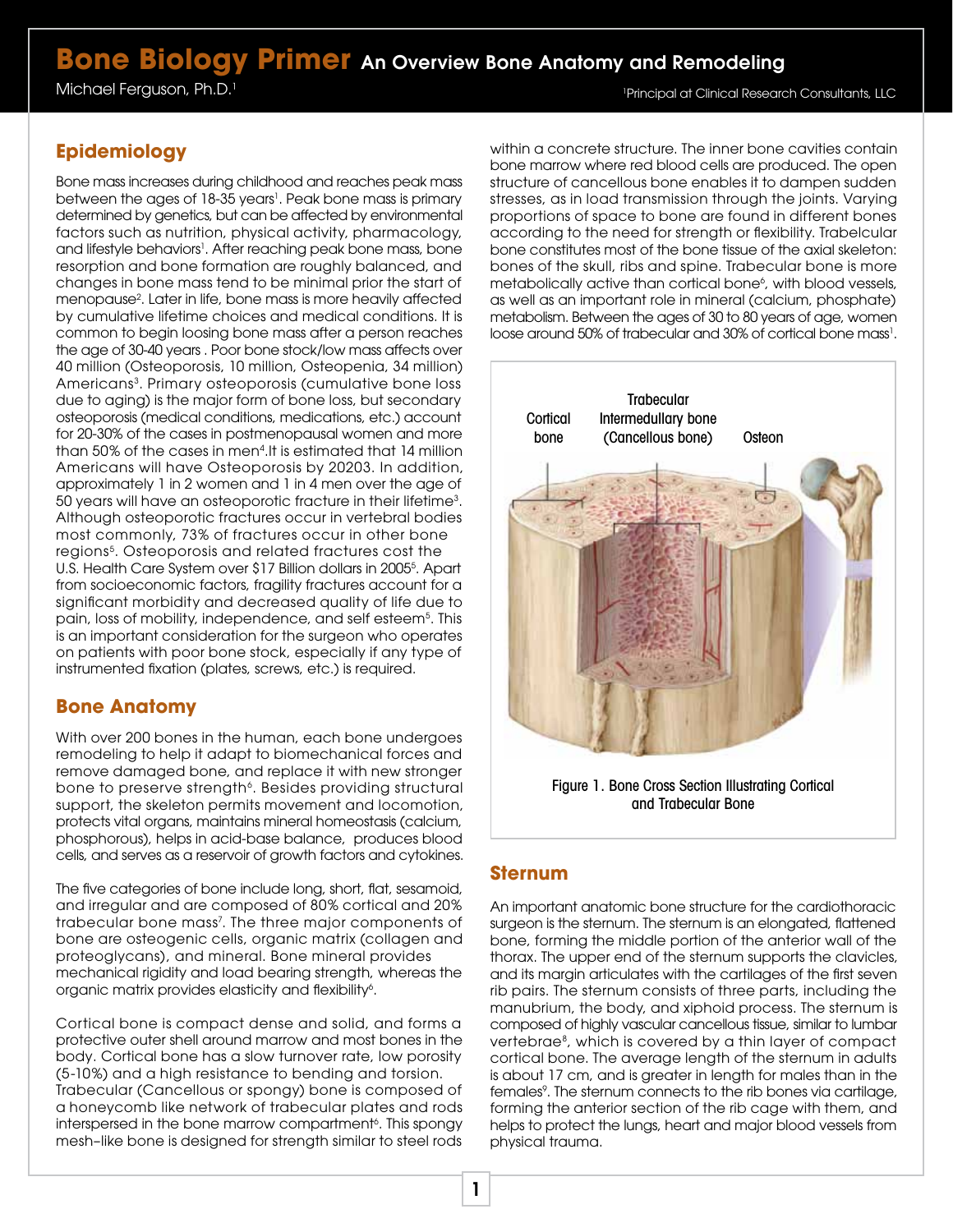# Bone Biology Primer An Overview Bone Anatomy and Remodeling

Michael Ferguson, Ph.D.[1]

[1]Principal at Clinical Research Consultants, LLC

## Epidemiology

Bone mass increases during childhood and reaches peak mass between the ages of 18-35 years[1]. Peak bone mass is primary determined by genetics, but can be affected by environmental factors such as nutrition, physical activity, pharmacology, and lifestyle behaviors[1]. After reaching peak bone mass, bone resorption and bone formation are roughly balanced, and changes in bone mass tend to be minimal prior the start of menopause[2]. Later in life, bone mass is more heavily affected by cumulative lifetime choices and medical conditions. It is common to begin loosing bone mass after a person reaches the age of 30-40 years . Poor bone stock/low mass affects over 40 million (Osteoporosis, 10 million, Osteopenia, 34 million) Americans[3]. Primary osteoporosis (cumulative bone loss due to aging) is the major form of bone loss, but secondary osteoporosis (medical conditions, medications, etc.) account for 20-30% of the cases in postmenopausal women and more than 50% of the cases in men[4].It is estimated that 14 million Americans will have Osteoporosis by 20203. In addition, approximately 1 in 2 women and 1 in 4 men over the age of 50 years will have an osteoporotic fracture in their lifetime[3]. Although osteoporotic fractures occur in vertebral bodies most commonly, 73% of fractures occur in other bone regions[5]. Osteoporosis and related fractures cost the U.S. Health Care System over $17 Billion dollars in 2005[5]. Apart from socioeconomic factors, fragility fractures account for a significant morbidity and decreased quality of life due to pain, loss of mobility, independence, and self esteem[5]. This is an important consideration for the surgeon who operates on patients with poor bone stock, especially if any type of instrumented fixation (plates, screws, etc.) is required.

## Bone Anatomy

With over 200 bones in the human, each bone undergoes remodeling to help it adapt to biomechanical forces and remove damaged bone, and replace it with new stronger bone to preserve strength[6]. Besides providing structural support, the skeleton permits movement and locomotion, protects vital organs, maintains mineral homeostasis (calcium, phosphorous), helps in acid-base balance, produces blood cells, and serves as a reservoir of growth factors and cytokines.

The five categories of bone include long, short, flat, sesamoid, and irregular and are composed of 80% cortical and 20% trabecular bone mass[7]. The three major components of bone are osteogenic cells, organic matrix (collagen and proteoglycans), and mineral. Bone mineral provides mechanical rigidity and load bearing strength, whereas the organic matrix provides elasticity and flexibility[6].

Cortical bone is compact dense and solid, and forms a protective outer shell around marrow and most bones in the body. Cortical bone has a slow turnover rate, low porosity (5-10%) and a high resistance to bending and torsion. Trabecular (Cancellous or spongy) bone is composed of a honeycomb like network of trabecular plates and rods interspersed in the bone marrow compartment[6]. This spongy mesh–like bone is designed for strength similar to steel rods within a concrete structure. The inner bone cavities contain bone marrow where red blood cells are produced. The open structure of cancellous bone enables it to dampen sudden stresses, as in load transmission through the joints. Varying proportions of space to bone are found in different bones according to the need for strength or flexibility. Trabelcular bone constitutes most of the bone tissue of the axial skeleton: bones of the skull, ribs and spine. Trabecular bone is more metabolically active than cortical bone[6], with blood vessels, as well as an important role in mineral (calcium, phosphate) metabolism. Between the ages of 30 to 80 years of age, women loose around 50% of trabecular and 30% of cortical bone mass[1].

Cortical bone | Trabecular Intermedullary bone (Cancellous bone) | Osteon

Figure 1. Bone Cross Section Illustrating Cortical and Trabecular Bone

## Sternum

An important anatomic bone structure for the cardiothoracic surgeon is the sternum. The sternum is an elongated, flattened bone, forming the middle portion of the anterior wall of the thorax. The upper end of the sternum supports the clavicles, and its margin articulates with the cartilages of the first seven rib pairs. The sternum consists of three parts, including the manubrium, the body, and xiphoid process. The sternum is composed of highly vascular cancellous tissue, similar to lumbar vertebrae[8], which is covered by a thin layer of compact cortical bone. The average length of the sternum in adults is about 17 cm, and is greater in length for males than in the females[9]. The sternum connects to the rib bones via cartilage, forming the anterior section of the rib cage with them, and helps to protect the lungs, heart and major blood vessels from physical trauma.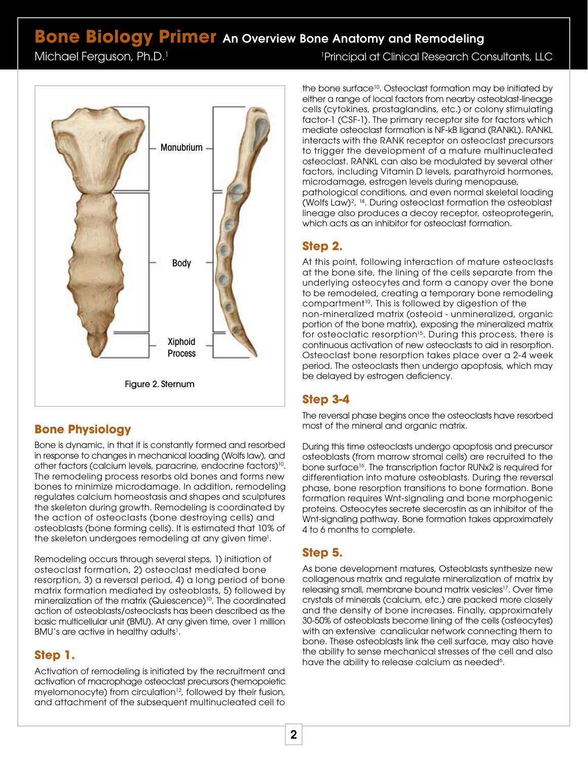Manubrium

Body

Xiphoid Process

Figure 2. Sternum

## Bone Physiology

Bone is dynamic, in that it is constantly formed and resorbed in response to changes in mechanical loading (Wolfs law), and other factors (calcium levels, paracrine, endocrine factors)[10]. The remodeling process resorbs old bones and forms new bones to minimize microdamage. In addition, remodeling regulates calcium homeostasis and shapes and sculptures the skeleton during growth. Remodeling is coordinated by the action of osteoclasts (bone destroying cells) and osteoblasts (bone forming cells). It is estimated that 10% of the skeleton undergoes remodeling at any given time[1].

Remodeling occurs through several steps, 1) initiation of osteoclast formation, 2) osteoclast mediated bone resorption, 3) a reversal period, 4) a long period of bone matrix formation mediated by osteoblasts, 5) followed by mineralization of the matrix (Quiescence)[10]. The coordinated action of osteoblasts/osteoclasts has been described as the basic multicellular unit (BMU). At any given time, over 1 million BMU's are active in healthy adults[1].

## Step 1.

Activation of remodeling is initiated by the recruitment and activation of macrophage osteoclast precursors (hemopoietic myelomonocyte) from circulation[12], followed by their fusion, and attachment of the subsequent multinucleated cell to the bone surface[10]. Osteoclast formation may be initiated by either a range of local factors from nearby osteoblast-lineage cells (cytokines, prostaglandins, etc.) or colony stimulating factor-1 (CSF-1). The primary receptor site for factors which mediate osteoclast formation is NF-kB ligand (RANKL). RANKL interacts with the RANK receptor on osteoclast precursors to trigger the development of a mature multinucleated osteoclast. RANKL can also be modulated by several other factors, including Vitamin D levels, parathyroid hormones, microdamage, estrogen levels during menopause, pathological conditions, and even normal skeletal loading (Wolfs Law)[2, 14]. During osteoclast formation the osteoblast lineage also produces a decoy receptor, osteoprotegerin, which acts as an inhibitor for osteoclast formation.

## Step 2.

At this point, following interaction of mature osteoclasts at the bone site, the lining of the cells separate from the underlying osteocytes and form a canopy over the bone to be remodeled, creating a temporary bone remodeling compartment[10]. This is followed by digestion of the non-mineralized matrix (osteoid - unmineralized, organic portion of the bone matrix), exposing the mineralized matrix for osteoclatic resorption[15]. During this process, there is continuous activation of new osteoclasts to aid in resorption. Osteoclast bone resorption takes place over a 2-4 week period. The osteoclasts then undergo apoptosis, which may be delayed by estrogen deficiency.

## Step 3-4

The reversal phase begins once the osteoclasts have resorbed most of the mineral and organic matrix.

During this time osteoclasts undergo apoptosis and precursor osteoblasts (from marrow stromal cells) are recruited to the bone surface[16]. The transcription factor RUNx2 is required for differentiation into mature osteoblasts. During the reversal phase, bone resorption transitions to bone formation. Bone formation requires Wnt-signaling and bone morphogenic proteins. Osteocytes secrete slecerostin as an inhibitor of the Wnt-signaling pathway. Bone formation takes approximately 4 to 6 months to complete.

## Step 5.

As bone development matures, Osteoblasts synthesize new collagenous matrix and regulate mineralization of matrix by releasing small, membrane bound matrix vesicles[17]. Over time crystals of minerals (calcium, etc.) are packed more closely and the density of bone increases. Finally, approximately 30-50% of osteoblasts become lining of the cells (osteocytes) with an extensive canalicular network connecting them to bone. These osteoblasts link the cell surface, may also have the ability to sense mechanical stresses of the cell and also have the ability to release calcium as needed[6].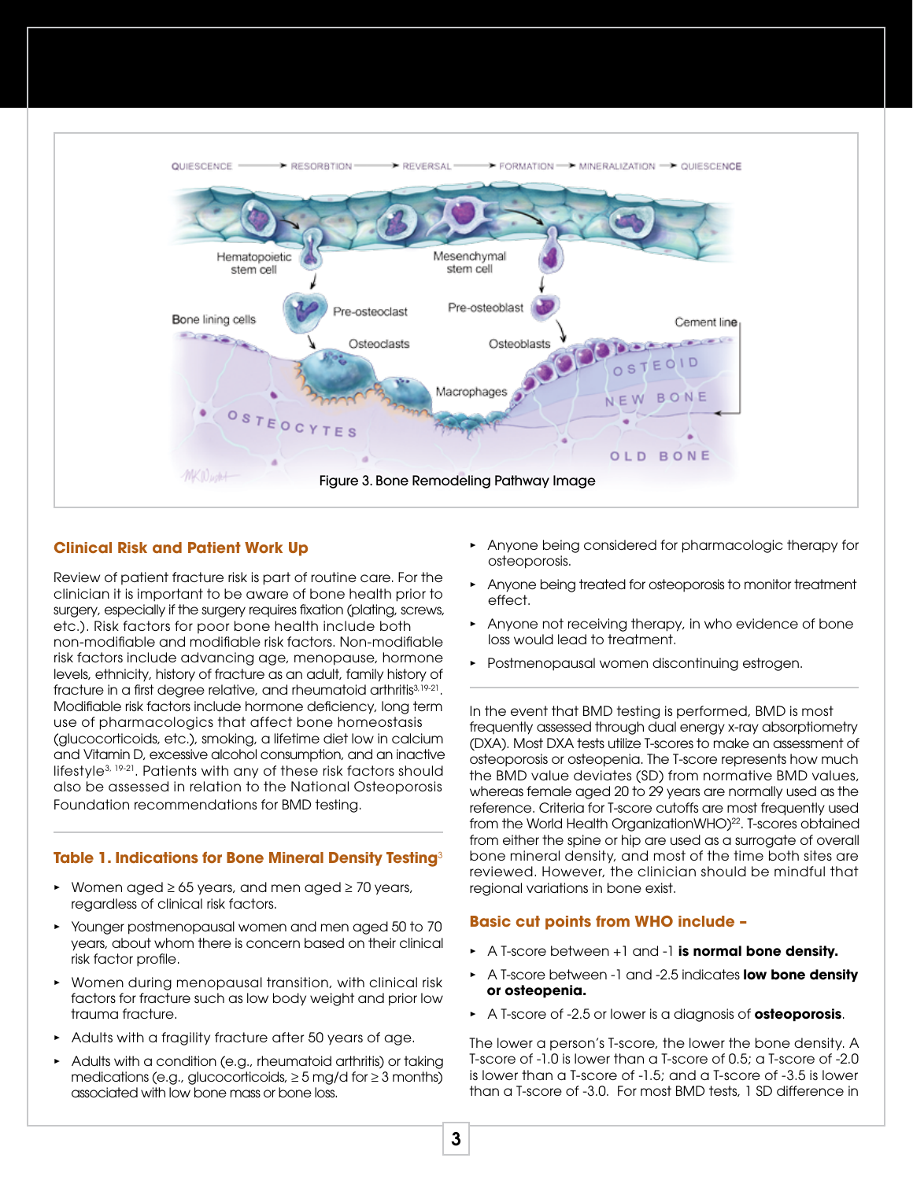Figure 3. Bone Remodeling Pathway Image

## Clinical Risk and Patient Work Up

Review of patient fracture risk is part of routine care. For the clinician it is important to be aware of bone health prior to surgery, especially if the surgery requires fixation (plating, screws, etc.). Risk factors for poor bone health include both non-modifiable and modifiable risk factors. Non-modifiable risk factors include advancing age, menopause, hormone levels, ethnicity, history of fracture as an adult, family history of fracture in a first degree relative, and rheumatoid arthritis[3,19-21]. Modifiable risk factors include hormone deficiency, long term use of pharmacologics that affect bone homeostasis (glucocorticoids, etc.), smoking, a lifetime diet low in calcium and Vitamin D, excessive alcohol consumption, and an inactive lifestyle[3, 19-21]. Patients with any of these risk factors should also be assessed in relation to the National Osteoporosis Foundation recommendations for BMD testing.

### Table 1. Indications for Bone Mineral Density Testing[3]

- Women aged ≥ 65 years, and men aged ≥ 70 years, regardless of clinical risk factors.
- Younger postmenopausal women and men aged 50 to 70 years, about whom there is concern based on their clinical risk factor profile.
- Women during menopausal transition, with clinical risk factors for fracture such as low body weight and prior low trauma fracture.
- Adults with a fragility fracture after 50 years of age.
- Adults with a condition (e.g., rheumatoid arthritis) or taking medications (e.g., glucocorticoids, ≥ 5 mg/d for ≥ 3 months) associated with low bone mass or bone loss.
- Anyone being considered for pharmacologic therapy for osteoporosis.
- Anyone being treated for osteoporosis to monitor treatment effect.
- Anyone not receiving therapy, in who evidence of bone loss would lead to treatment.
- Postmenopausal women discontinuing estrogen.

In the event that BMD testing is performed, BMD is most frequently assessed through dual energy x-ray absorptiometry (DXA). Most DXA tests utilize T-scores to make an assessment of osteoporosis or osteopenia. The T-score represents how much the BMD value deviates (SD) from normative BMD values, whereas female aged 20 to 29 years are normally used as the reference. Criteria for T-score cutoffs are most frequently used from the World Health OrganizationWHO)[22]. T-scores obtained from either the spine or hip are used as a surrogate of overall bone mineral density, and most of the time both sites are reviewed. However, the clinician should be mindful that regional variations in bone exist.

### Basic cut points from WHO include –

- A T-score between +1 and -1 **is normal bone density.**
- A T-score between -1 and -2.5 indicates **low bone density or osteopenia.**
- A T-score of -2.5 or lower is a diagnosis of **osteoporosis**.

The lower a person's T-score, the lower the bone density. A T-score of -1.0 is lower than a T-score of 0.5; a T-score of -2.0 is lower than a T-score of -1.5; and a T-score of -3.5 is lower than a T-score of -3.0. For most BMD tests, 1 SD difference in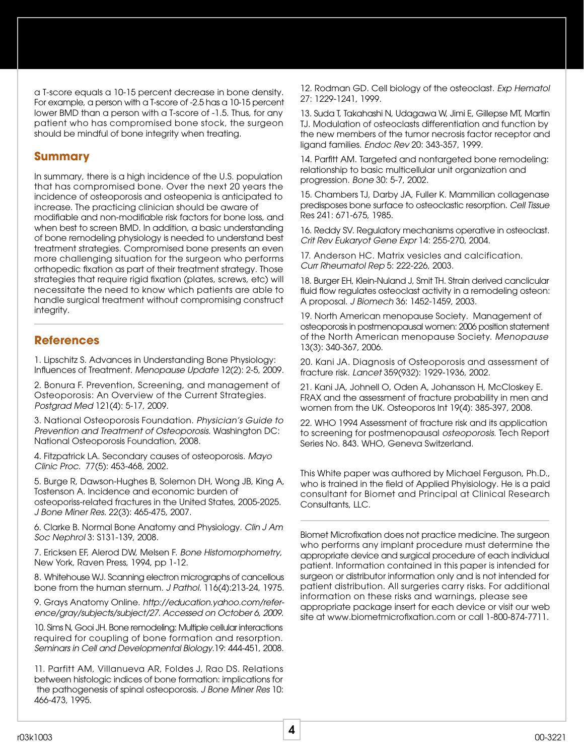a T-score equals a 10-15 percent decrease in bone density. For example, a person with a T-score of -2.5 has a 10-15 percent lower BMD than a person with a T-score of -1.5. Thus, for any patient who has compromised bone stock, the surgeon should be mindful of bone integrity when treating.

## Summary

In summary, there is a high incidence of the U.S. population that has compromised bone. Over the next 20 years the incidence of osteoporosis and osteopenia is anticipated to increase. The practicing clinician should be aware of modifiable and non-modifiable risk factors for bone loss, and when best to screen BMD. In addition, a basic understanding of bone remodeling physiology is needed to understand best treatment strategies. Compromised bone presents an even more challenging situation for the surgeon who performs orthopedic fixation as part of their treatment strategy. Those strategies that require rigid fixation (plates, screws, etc) will necessitate the need to know which patients are able to handle surgical treatment without compromising construct integrity.

## References

1. Lipschitz S. Advances in Understanding Bone Physiology: Influences of Treatment. *Menopause Update* 12(2): 2-5, 2009.

2. Bonura F. Prevention, Screening, and management of Osteoporosis: An Overview of the Current Strategies. *Postgrad Med* 121(4): 5-17, 2009.

3. National Osteoporosis Foundation. *Physician's Guide to Prevention and Treatment of Osteoporosis.* Washington DC: National Osteoporosis Foundation, 2008.

4. Fitzpatrick LA. Secondary causes of osteoporosis. *Mayo Clinic Proc.* 77(5): 453-468, 2002.

5. Burge R, Dawson-Hughes B, Solemon DH, Wong JB, King A, Tostenson A. Incidence and economic burden of osteoporiss-related fractures in the United States, 2005-2025. *J Bone Miner Res.* 22(3): 465-475, 2007.

6. Clarke B. Normal Bone Anatomy and Physiology. *Clin J Am Soc Nephrol* 3: S131-139, 2008.

7. Ericksen EF, Alerod DW, Melsen F. *Bone Histomorphometry*, New York, Raven Press, 1994, pp 1-12.

8. Whitehouse WJ. Scanning electron micrographs of cancellous bone from the human sternum. *J Pathol.* 116(4):213-24, 1975.

9. Grays Anatomy Online. *http://education.yahoo.com/reference/gray/subjects/subject/27. Accessed on October 6, 2009.*

10. Sims N, Gooi JH. Bone remodeling: Multiple cellular interactions required for coupling of bone formation and resorption. *Seminars in Cell and Developmental Biology.*19: 444-451, 2008.

11. Parfitt AM, Villanueva AR, Foldes J, Rao DS. Relations between histologic indices of bone formation: implications for the pathogenesis of spinal osteoporosis. *J Bone Miner Res* 10: 466-473, 1995.

12. Rodman GD. Cell biology of the osteoclast. *Exp Hematol* 27: 1229-1241, 1999.

13. Suda T, Takahashi N, Udagawa W, Jimi E, Gillepse MT, Martin TJ. Modulation of osteoclasts differentiation and function by the new members of the tumor necrosis factor receptor and ligand families. *Endoc Rev* 20: 343-357, 1999.

14. Parfitt AM. Targeted and nontargeted bone remodeling: relationship to basic multicellular unit organization and progression. *Bone* 30: 5-7, 2002.

15. Chambers TJ, Darby JA, Fuller K. Mammilian collagenase predisposes bone surface to osteoclastic resorption. *Cell Tissue* Res 241: 671-675, 1985.

16. Reddy SV. Regulatory mechanisms operative in osteoclast. *Crit Rev Eukaryot Gene Expr* 14: 255-270, 2004.

17. Anderson HC. Matrix vesicles and calcification. *Curr Rheumatol Rep* 5: 222-226, 2003.

18. Burger EH, Klein-Nuland J, Smit TH. Strain derived canclicular fluid flow regulates osteoclast activity in a remodeling osteon: A proposal. *J Biomech* 36: 1452-1459, 2003.

19. North American menopause Society. Management of osteoporosis in postmenopausal women: 2006 position statement of the North American menopause Society. *Menopause* 13(3): 340-367, 2006.

20. Kani JA. Diagnosis of Osteoporosis and assessment of fracture risk. *Lancet* 359(932): 1929-1936, 2002.

21. Kani JA, Johnell O, Oden A, Johansson H, McCloskey E. FRAX and the assessment of fracture probability in men and women from the UK. Osteoporos Int 19(4): 385-397, 2008.

22. WHO 1994 Assessment of fracture risk and its application to screening for postmenopausal *osteoporosis.* Tech Report Series No. 843. WHO, Geneva Switzerland.

This White paper was authored by Michael Ferguson, Ph.D., who is trained in the field of Applied Phyisiology. He is a paid consultant for Biomet and Principal at Clinical Research Consultants, LLC.

Biomet Microfixation does not practice medicine. The surgeon who performs any implant procedure must determine the appropriate device and surgical procedure of each individual patient. Information contained in this paper is intended for surgeon or distributor information only and is not intended for patient distribution. All surgeries carry risks. For additional information on these risks and warnings, please see appropriate package insert for each device or visit our web site at www.biometmicrofixation.com or call 1-800-874-7711.

r03k1003

00-3221